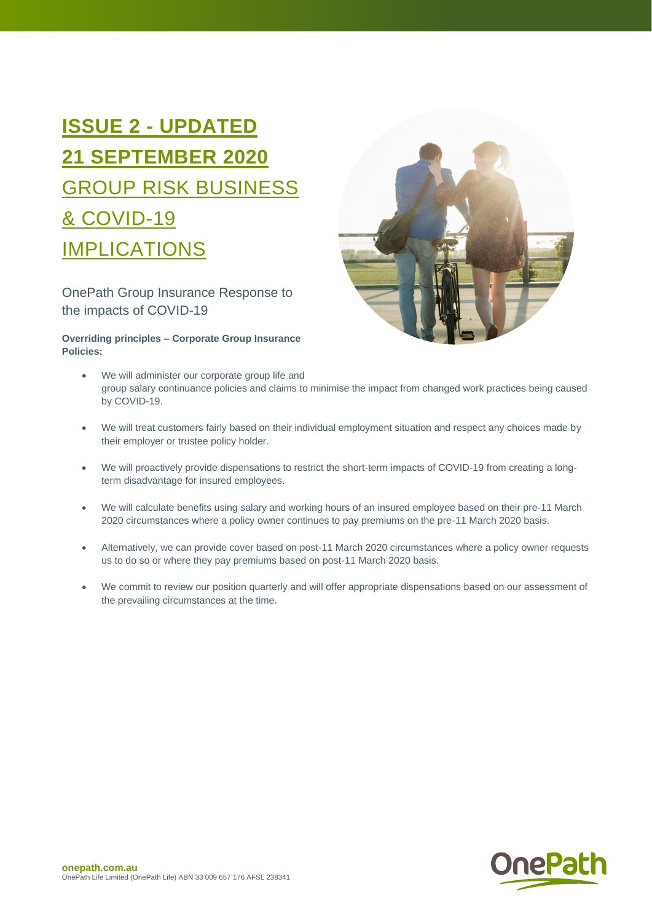# ISSUE 2 - UPDATED 21 SEPTEMBER 2020

# GROUP RISK BUSINESS & COVID-19 IMPLICATIONS

## OnePath Group Insurance Response to the impacts of COVID-19

**Overriding principles – Corporate Group Insurance Policies:**

- We will administer our corporate group life and group salary continuance policies and claims to minimise the impact from changed work practices being caused by COVID-19.
- We will treat customers fairly based on their individual employment situation and respect any choices made by their employer or trustee policy holder.
- We will proactively provide dispensations to restrict the short-term impacts of COVID-19 from creating a long-term disadvantage for insured employees.
- We will calculate benefits using salary and working hours of an insured employee based on their pre-11 March 2020 circumstances where a policy owner continues to pay premiums on the pre-11 March 2020 basis.
- Alternatively, we can provide cover based on post-11 March 2020 circumstances where a policy owner requests us to do so or where they pay premiums based on post-11 March 2020 basis.
- We commit to review our position quarterly and will offer appropriate dispensations based on our assessment of the prevailing circumstances at the time.

**onepath.com.au**
OnePath Life Limited (OnePath Life) ABN 33 009 657 176 AFSL 238341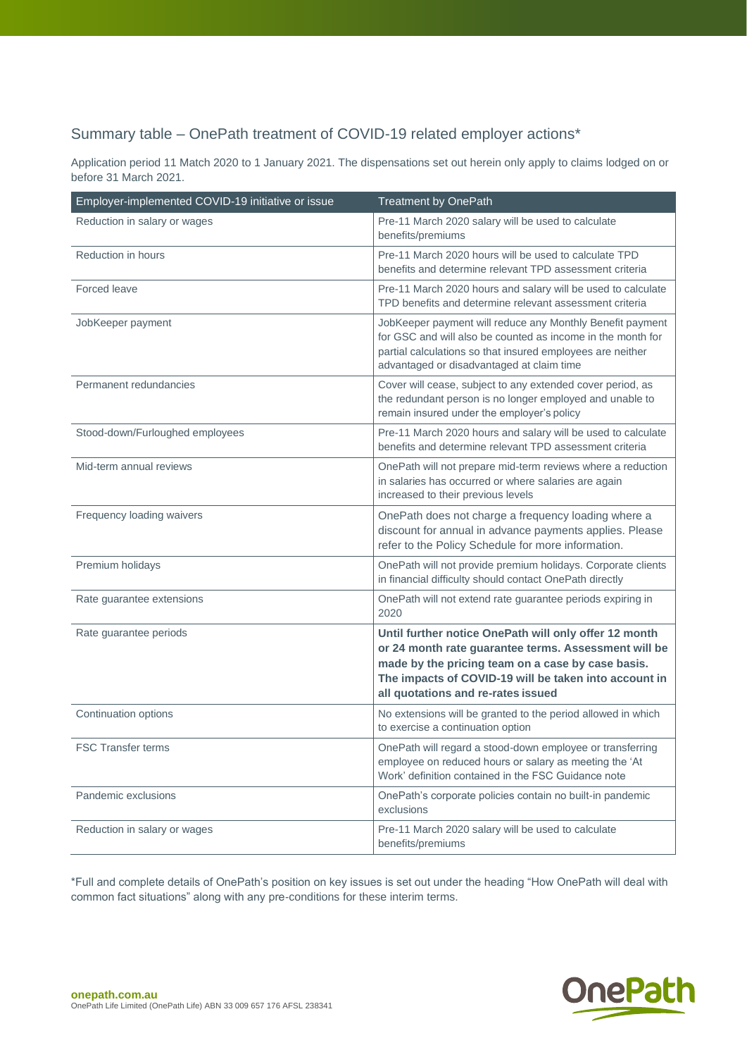## Summary table – OnePath treatment of COVID-19 related employer actions*

Application period 11 Match 2020 to 1 January 2021. The dispensations set out herein only apply to claims lodged on or before 31 March 2021.

| Employer-implemented COVID-19 initiative or issue | Treatment by OnePath |
|---|---|
| Reduction in salary or wages | Pre-11 March 2020 salary will be used to calculate benefits/premiums |
| Reduction in hours | Pre-11 March 2020 hours will be used to calculate TPD benefits and determine relevant TPD assessment criteria |
| Forced leave | Pre-11 March 2020 hours and salary will be used to calculate TPD benefits and determine relevant assessment criteria |
| JobKeeper payment | JobKeeper payment will reduce any Monthly Benefit payment for GSC and will also be counted as income in the month for partial calculations so that insured employees are neither advantaged or disadvantaged at claim time |
| Permanent redundancies | Cover will cease, subject to any extended cover period, as the redundant person is no longer employed and unable to remain insured under the employer's policy |
| Stood-down/Furloughed employees | Pre-11 March 2020 hours and salary will be used to calculate benefits and determine relevant TPD assessment criteria |
| Mid-term annual reviews | OnePath will not prepare mid-term reviews where a reduction in salaries has occurred or where salaries are again increased to their previous levels |
| Frequency loading waivers | OnePath does not charge a frequency loading where a discount for annual in advance payments applies. Please refer to the Policy Schedule for more information. |
| Premium holidays | OnePath will not provide premium holidays. Corporate clients in financial difficulty should contact OnePath directly |
| Rate guarantee extensions | OnePath will not extend rate guarantee periods expiring in 2020 |
| Rate guarantee periods | **Until further notice OnePath will only offer 12 month or 24 month rate guarantee terms. Assessment will be made by the pricing team on a case by case basis. The impacts of COVID-19 will be taken into account in all quotations and re-rates issued** |
| Continuation options | No extensions will be granted to the period allowed in which to exercise a continuation option |
| FSC Transfer terms | OnePath will regard a stood-down employee or transferring employee on reduced hours or salary as meeting the 'At Work' definition contained in the FSC Guidance note |
| Pandemic exclusions | OnePath's corporate policies contain no built-in pandemic exclusions |
| Reduction in salary or wages | Pre-11 March 2020 salary will be used to calculate benefits/premiums |

*Full and complete details of OnePath's position on key issues is set out under the heading "How OnePath will deal with common fact situations" along with any pre-conditions for these interim terms.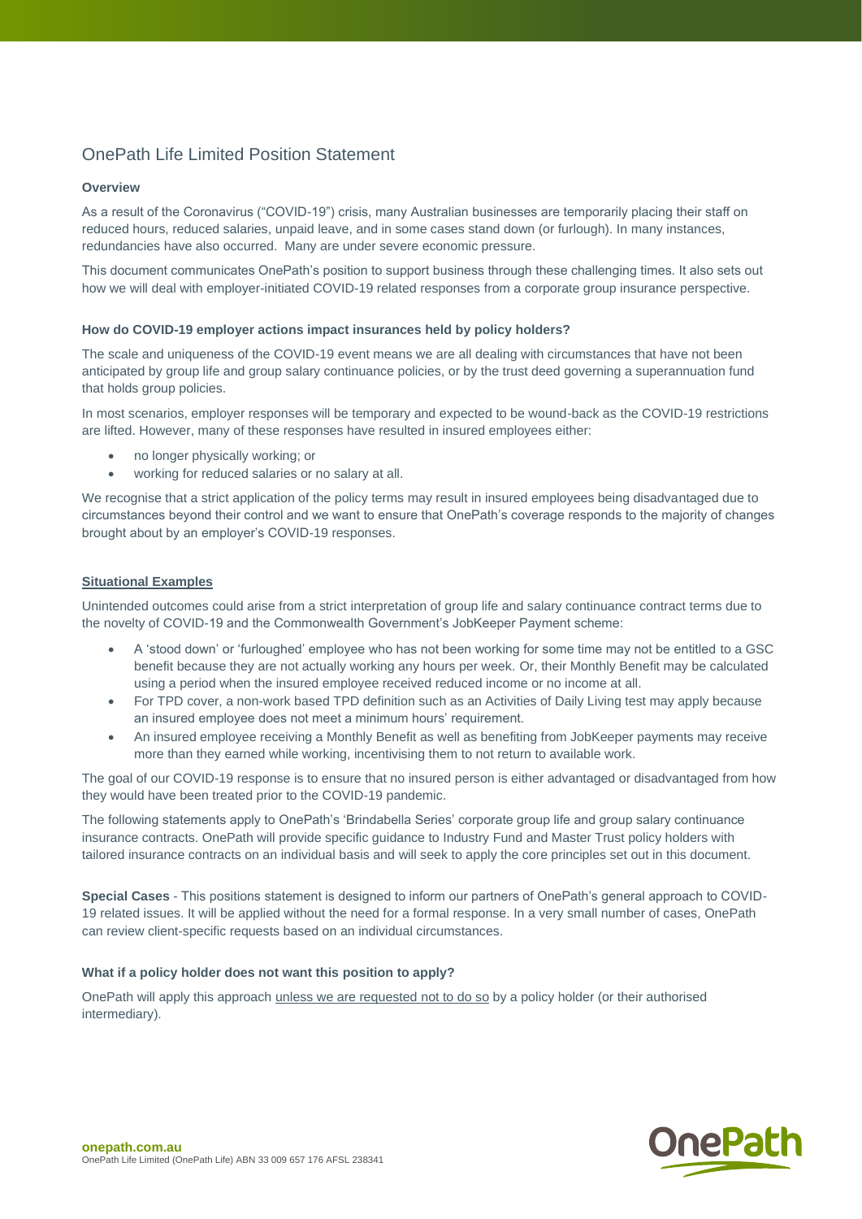# OnePath Life Limited Position Statement

**Overview**

As a result of the Coronavirus ("COVID-19") crisis, many Australian businesses are temporarily placing their staff on reduced hours, reduced salaries, unpaid leave, and in some cases stand down (or furlough). In many instances, redundancies have also occurred. Many are under severe economic pressure.

This document communicates OnePath's position to support business through these challenging times. It also sets out how we will deal with employer-initiated COVID-19 related responses from a corporate group insurance perspective.

**How do COVID-19 employer actions impact insurances held by policy holders?**

The scale and uniqueness of the COVID-19 event means we are all dealing with circumstances that have not been anticipated by group life and group salary continuance policies, or by the trust deed governing a superannuation fund that holds group policies.

In most scenarios, employer responses will be temporary and expected to be wound-back as the COVID-19 restrictions are lifted. However, many of these responses have resulted in insured employees either:

- no longer physically working; or
- working for reduced salaries or no salary at all.

We recognise that a strict application of the policy terms may result in insured employees being disadvantaged due to circumstances beyond their control and we want to ensure that OnePath's coverage responds to the majority of changes brought about by an employer's COVID-19 responses.

**Situational Examples**

Unintended outcomes could arise from a strict interpretation of group life and salary continuance contract terms due to the novelty of COVID-19 and the Commonwealth Government's JobKeeper Payment scheme:

- A 'stood down' or 'furloughed' employee who has not been working for some time may not be entitled to a GSC benefit because they are not actually working any hours per week. Or, their Monthly Benefit may be calculated using a period when the insured employee received reduced income or no income at all.
- For TPD cover, a non-work based TPD definition such as an Activities of Daily Living test may apply because an insured employee does not meet a minimum hours' requirement.
- An insured employee receiving a Monthly Benefit as well as benefiting from JobKeeper payments may receive more than they earned while working, incentivising them to not return to available work.

The goal of our COVID-19 response is to ensure that no insured person is either advantaged or disadvantaged from how they would have been treated prior to the COVID-19 pandemic.

The following statements apply to OnePath's 'Brindabella Series' corporate group life and group salary continuance insurance contracts. OnePath will provide specific guidance to Industry Fund and Master Trust policy holders with tailored insurance contracts on an individual basis and will seek to apply the core principles set out in this document.

**Special Cases** - This positions statement is designed to inform our partners of OnePath's general approach to COVID-19 related issues. It will be applied without the need for a formal response. In a very small number of cases, OnePath can review client-specific requests based on an individual circumstances.

**What if a policy holder does not want this position to apply?**

OnePath will apply this approach unless we are requested not to do so by a policy holder (or their authorised intermediary).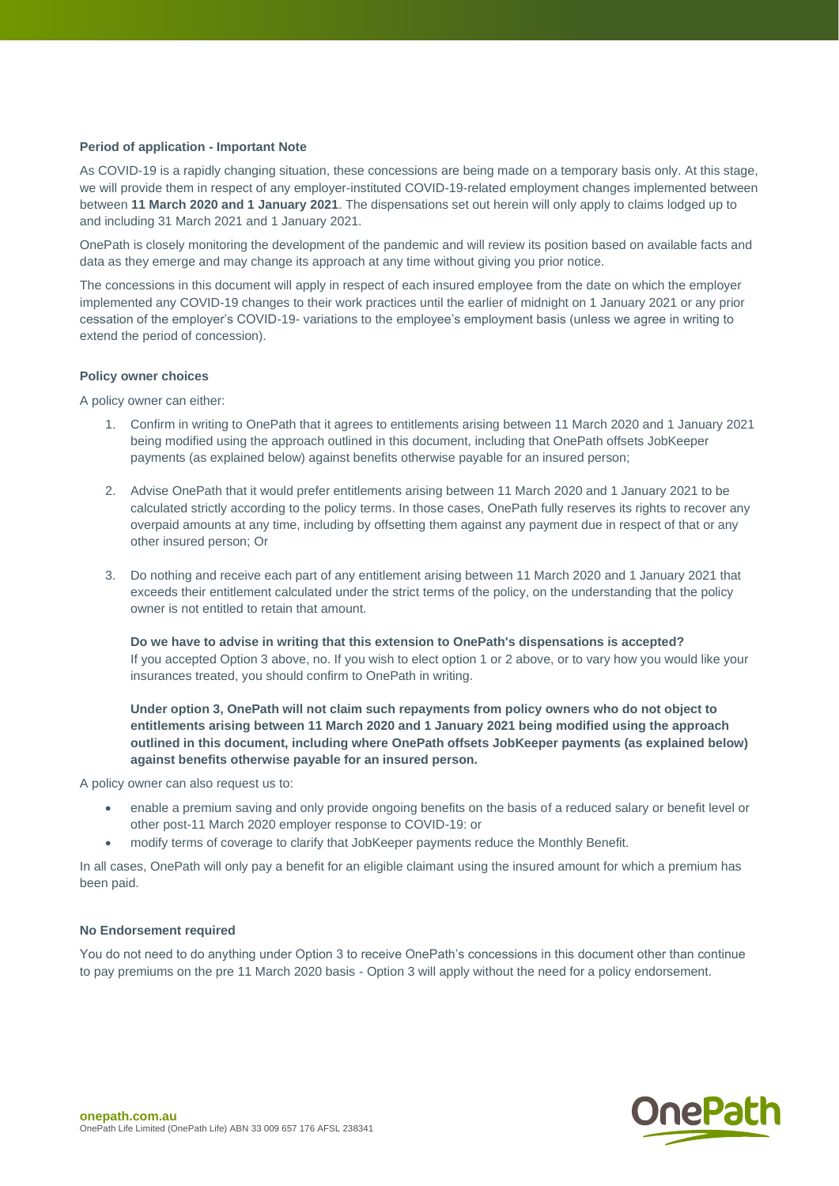**Period of application - Important Note**

As COVID-19 is a rapidly changing situation, these concessions are being made on a temporary basis only. At this stage, we will provide them in respect of any employer-instituted COVID-19-related employment changes implemented between between **11 March 2020 and 1 January 2021**. The dispensations set out herein will only apply to claims lodged up to and including 31 March 2021 and 1 January 2021.

OnePath is closely monitoring the development of the pandemic and will review its position based on available facts and data as they emerge and may change its approach at any time without giving you prior notice.

The concessions in this document will apply in respect of each insured employee from the date on which the employer implemented any COVID-19 changes to their work practices until the earlier of midnight on 1 January 2021 or any prior cessation of the employer's COVID-19- variations to the employee's employment basis (unless we agree in writing to extend the period of concession).

**Policy owner choices**

A policy owner can either:

1. Confirm in writing to OnePath that it agrees to entitlements arising between 11 March 2020 and 1 January 2021 being modified using the approach outlined in this document, including that OnePath offsets JobKeeper payments (as explained below) against benefits otherwise payable for an insured person;

2. Advise OnePath that it would prefer entitlements arising between 11 March 2020 and 1 January 2021 to be calculated strictly according to the policy terms. In those cases, OnePath fully reserves its rights to recover any overpaid amounts at any time, including by offsetting them against any payment due in respect of that or any other insured person; Or

3. Do nothing and receive each part of any entitlement arising between 11 March 2020 and 1 January 2021 that exceeds their entitlement calculated under the strict terms of the policy, on the understanding that the policy owner is not entitled to retain that amount.

   **Do we have to advise in writing that this extension to OnePath's dispensations is accepted?**
   If you accepted Option 3 above, no. If you wish to elect option 1 or 2 above, or to vary how you would like your insurances treated, you should confirm to OnePath in writing.

   **Under option 3, OnePath will not claim such repayments from policy owners who do not object to entitlements arising between 11 March 2020 and 1 January 2021 being modified using the approach outlined in this document, including where OnePath offsets JobKeeper payments (as explained below) against benefits otherwise payable for an insured person.**

A policy owner can also request us to:

- enable a premium saving and only provide ongoing benefits on the basis of a reduced salary or benefit level or other post-11 March 2020 employer response to COVID-19: or
- modify terms of coverage to clarify that JobKeeper payments reduce the Monthly Benefit.

In all cases, OnePath will only pay a benefit for an eligible claimant using the insured amount for which a premium has been paid.

**No Endorsement required**

You do not need to do anything under Option 3 to receive OnePath's concessions in this document other than continue to pay premiums on the pre 11 March 2020 basis - Option 3 will apply without the need for a policy endorsement.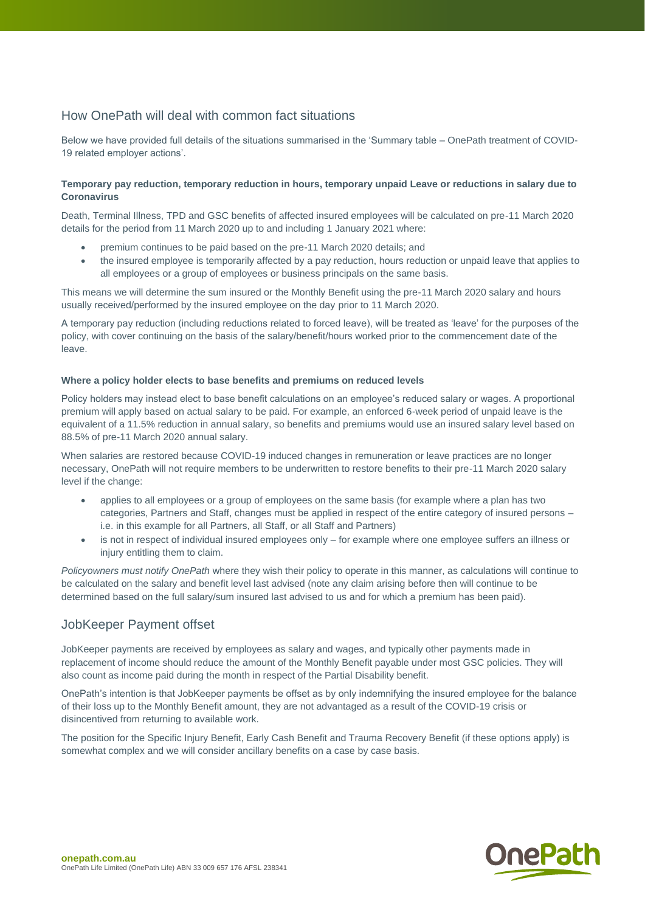## How OnePath will deal with common fact situations

Below we have provided full details of the situations summarised in the 'Summary table – OnePath treatment of COVID-19 related employer actions'.

**Temporary pay reduction, temporary reduction in hours, temporary unpaid Leave or reductions in salary due to Coronavirus**

Death, Terminal Illness, TPD and GSC benefits of affected insured employees will be calculated on pre-11 March 2020 details for the period from 11 March 2020 up to and including 1 January 2021 where:

- premium continues to be paid based on the pre-11 March 2020 details; and
- the insured employee is temporarily affected by a pay reduction, hours reduction or unpaid leave that applies to all employees or a group of employees or business principals on the same basis.

This means we will determine the sum insured or the Monthly Benefit using the pre-11 March 2020 salary and hours usually received/performed by the insured employee on the day prior to 11 March 2020.

A temporary pay reduction (including reductions related to forced leave), will be treated as 'leave' for the purposes of the policy, with cover continuing on the basis of the salary/benefit/hours worked prior to the commencement date of the leave.

**Where a policy holder elects to base benefits and premiums on reduced levels**

Policy holders may instead elect to base benefit calculations on an employee's reduced salary or wages. A proportional premium will apply based on actual salary to be paid. For example, an enforced 6-week period of unpaid leave is the equivalent of a 11.5% reduction in annual salary, so benefits and premiums would use an insured salary level based on 88.5% of pre-11 March 2020 annual salary.

When salaries are restored because COVID-19 induced changes in remuneration or leave practices are no longer necessary, OnePath will not require members to be underwritten to restore benefits to their pre-11 March 2020 salary level if the change:

- applies to all employees or a group of employees on the same basis (for example where a plan has two categories, Partners and Staff, changes must be applied in respect of the entire category of insured persons – i.e. in this example for all Partners, all Staff, or all Staff and Partners)
- is not in respect of individual insured employees only – for example where one employee suffers an illness or injury entitling them to claim.

*Policyowners must notify OnePath* where they wish their policy to operate in this manner, as calculations will continue to be calculated on the salary and benefit level last advised (note any claim arising before then will continue to be determined based on the full salary/sum insured last advised to us and for which a premium has been paid).

## JobKeeper Payment offset

JobKeeper payments are received by employees as salary and wages, and typically other payments made in replacement of income should reduce the amount of the Monthly Benefit payable under most GSC policies. They will also count as income paid during the month in respect of the Partial Disability benefit.

OnePath's intention is that JobKeeper payments be offset as by only indemnifying the insured employee for the balance of their loss up to the Monthly Benefit amount, they are not advantaged as a result of the COVID-19 crisis or disincentived from returning to available work.

The position for the Specific Injury Benefit, Early Cash Benefit and Trauma Recovery Benefit (if these options apply) is somewhat complex and we will consider ancillary benefits on a case by case basis.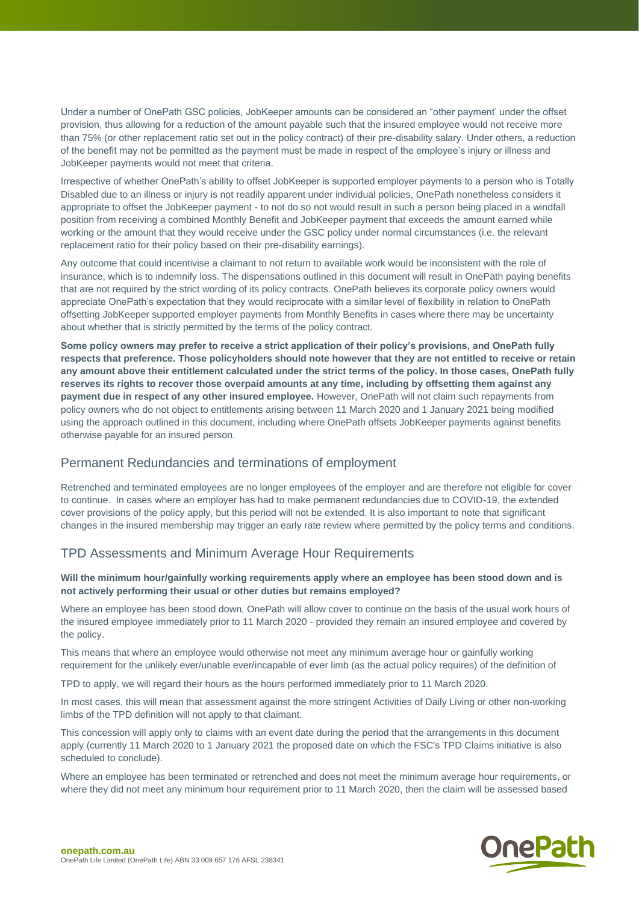Under a number of OnePath GSC policies, JobKeeper amounts can be considered an "other payment' under the offset provision, thus allowing for a reduction of the amount payable such that the insured employee would not receive more than 75% (or other replacement ratio set out in the policy contract) of their pre-disability salary. Under others, a reduction of the benefit may not be permitted as the payment must be made in respect of the employee's injury or illness and JobKeeper payments would not meet that criteria.

Irrespective of whether OnePath's ability to offset JobKeeper is supported employer payments to a person who is Totally Disabled due to an illness or injury is not readily apparent under individual policies, OnePath nonetheless considers it appropriate to offset the JobKeeper payment - to not do so not would result in such a person being placed in a windfall position from receiving a combined Monthly Benefit and JobKeeper payment that exceeds the amount earned while working or the amount that they would receive under the GSC policy under normal circumstances (i.e. the relevant replacement ratio for their policy based on their pre-disability earnings).

Any outcome that could incentivise a claimant to not return to available work would be inconsistent with the role of insurance, which is to indemnify loss. The dispensations outlined in this document will result in OnePath paying benefits that are not required by the strict wording of its policy contracts. OnePath believes its corporate policy owners would appreciate OnePath's expectation that they would reciprocate with a similar level of flexibility in relation to OnePath offsetting JobKeeper supported employer payments from Monthly Benefits in cases where there may be uncertainty about whether that is strictly permitted by the terms of the policy contract.

**Some policy owners may prefer to receive a strict application of their policy's provisions, and OnePath fully respects that preference. Those policyholders should note however that they are not entitled to receive or retain any amount above their entitlement calculated under the strict terms of the policy. In those cases, OnePath fully reserves its rights to recover those overpaid amounts at any time, including by offsetting them against any payment due in respect of any other insured employee.** However, OnePath will not claim such repayments from policy owners who do not object to entitlements arising between 11 March 2020 and 1 January 2021 being modified using the approach outlined in this document, including where OnePath offsets JobKeeper payments against benefits otherwise payable for an insured person.

## Permanent Redundancies and terminations of employment

Retrenched and terminated employees are no longer employees of the employer and are therefore not eligible for cover to continue. In cases where an employer has had to make permanent redundancies due to COVID-19, the extended cover provisions of the policy apply, but this period will not be extended. It is also important to note that significant changes in the insured membership may trigger an early rate review where permitted by the policy terms and conditions.

## TPD Assessments and Minimum Average Hour Requirements

**Will the minimum hour/gainfully working requirements apply where an employee has been stood down and is not actively performing their usual or other duties but remains employed?**

Where an employee has been stood down, OnePath will allow cover to continue on the basis of the usual work hours of the insured employee immediately prior to 11 March 2020 - provided they remain an insured employee and covered by the policy.

This means that where an employee would otherwise not meet any minimum average hour or gainfully working requirement for the unlikely ever/unable ever/incapable of ever limb (as the actual policy requires) of the definition of TPD to apply, we will regard their hours as the hours performed immediately prior to 11 March 2020.

In most cases, this will mean that assessment against the more stringent Activities of Daily Living or other non-working limbs of the TPD definition will not apply to that claimant.

This concession will apply only to claims with an event date during the period that the arrangements in this document apply (currently 11 March 2020 to 1 January 2021 the proposed date on which the FSC's TPD Claims initiative is also scheduled to conclude).

Where an employee has been terminated or retrenched and does not meet the minimum average hour requirements, or where they did not meet any minimum hour requirement prior to 11 March 2020, then the claim will be assessed based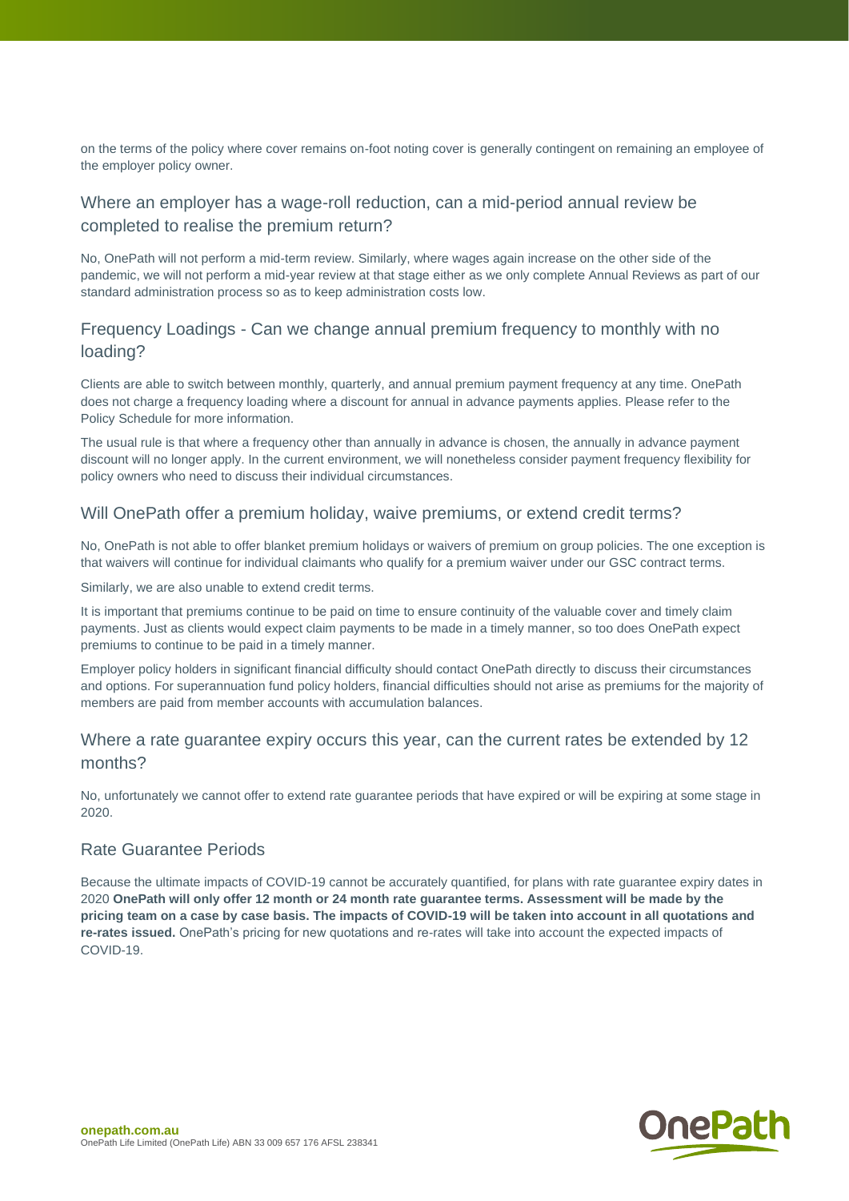on the terms of the policy where cover remains on-foot noting cover is generally contingent on remaining an employee of the employer policy owner.

## Where an employer has a wage-roll reduction, can a mid-period annual review be completed to realise the premium return?

No, OnePath will not perform a mid-term review. Similarly, where wages again increase on the other side of the pandemic, we will not perform a mid-year review at that stage either as we only complete Annual Reviews as part of our standard administration process so as to keep administration costs low.

## Frequency Loadings - Can we change annual premium frequency to monthly with no loading?

Clients are able to switch between monthly, quarterly, and annual premium payment frequency at any time. OnePath does not charge a frequency loading where a discount for annual in advance payments applies. Please refer to the Policy Schedule for more information.

The usual rule is that where a frequency other than annually in advance is chosen, the annually in advance payment discount will no longer apply. In the current environment, we will nonetheless consider payment frequency flexibility for policy owners who need to discuss their individual circumstances.

## Will OnePath offer a premium holiday, waive premiums, or extend credit terms?

No, OnePath is not able to offer blanket premium holidays or waivers of premium on group policies. The one exception is that waivers will continue for individual claimants who qualify for a premium waiver under our GSC contract terms.

Similarly, we are also unable to extend credit terms.

It is important that premiums continue to be paid on time to ensure continuity of the valuable cover and timely claim payments. Just as clients would expect claim payments to be made in a timely manner, so too does OnePath expect premiums to continue to be paid in a timely manner.

Employer policy holders in significant financial difficulty should contact OnePath directly to discuss their circumstances and options. For superannuation fund policy holders, financial difficulties should not arise as premiums for the majority of members are paid from member accounts with accumulation balances.

## Where a rate guarantee expiry occurs this year, can the current rates be extended by 12 months?

No, unfortunately we cannot offer to extend rate guarantee periods that have expired or will be expiring at some stage in 2020.

## Rate Guarantee Periods

Because the ultimate impacts of COVID-19 cannot be accurately quantified, for plans with rate guarantee expiry dates in 2020 **OnePath will only offer 12 month or 24 month rate guarantee terms. Assessment will be made by the pricing team on a case by case basis. The impacts of COVID-19 will be taken into account in all quotations and re-rates issued.** OnePath's pricing for new quotations and re-rates will take into account the expected impacts of COVID-19.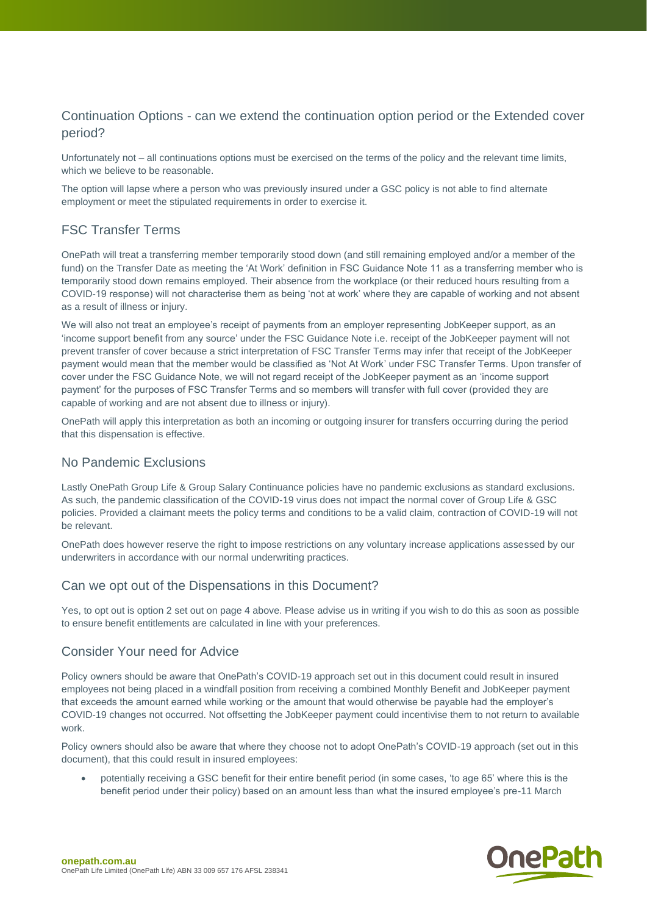## Continuation Options - can we extend the continuation option period or the Extended cover period?

Unfortunately not – all continuations options must be exercised on the terms of the policy and the relevant time limits, which we believe to be reasonable.

The option will lapse where a person who was previously insured under a GSC policy is not able to find alternate employment or meet the stipulated requirements in order to exercise it.

## FSC Transfer Terms

OnePath will treat a transferring member temporarily stood down (and still remaining employed and/or a member of the fund) on the Transfer Date as meeting the 'At Work' definition in FSC Guidance Note 11 as a transferring member who is temporarily stood down remains employed. Their absence from the workplace (or their reduced hours resulting from a COVID-19 response) will not characterise them as being 'not at work' where they are capable of working and not absent as a result of illness or injury.

We will also not treat an employee's receipt of payments from an employer representing JobKeeper support, as an 'income support benefit from any source' under the FSC Guidance Note i.e. receipt of the JobKeeper payment will not prevent transfer of cover because a strict interpretation of FSC Transfer Terms may infer that receipt of the JobKeeper payment would mean that the member would be classified as 'Not At Work' under FSC Transfer Terms. Upon transfer of cover under the FSC Guidance Note, we will not regard receipt of the JobKeeper payment as an 'income support payment' for the purposes of FSC Transfer Terms and so members will transfer with full cover (provided they are capable of working and are not absent due to illness or injury).

OnePath will apply this interpretation as both an incoming or outgoing insurer for transfers occurring during the period that this dispensation is effective.

## No Pandemic Exclusions

Lastly OnePath Group Life & Group Salary Continuance policies have no pandemic exclusions as standard exclusions. As such, the pandemic classification of the COVID-19 virus does not impact the normal cover of Group Life & GSC policies. Provided a claimant meets the policy terms and conditions to be a valid claim, contraction of COVID-19 will not be relevant.

OnePath does however reserve the right to impose restrictions on any voluntary increase applications assessed by our underwriters in accordance with our normal underwriting practices.

## Can we opt out of the Dispensations in this Document?

Yes, to opt out is option 2 set out on page 4 above. Please advise us in writing if you wish to do this as soon as possible to ensure benefit entitlements are calculated in line with your preferences.

## Consider Your need for Advice

Policy owners should be aware that OnePath's COVID-19 approach set out in this document could result in insured employees not being placed in a windfall position from receiving a combined Monthly Benefit and JobKeeper payment that exceeds the amount earned while working or the amount that would otherwise be payable had the employer's COVID-19 changes not occurred. Not offsetting the JobKeeper payment could incentivise them to not return to available work.

Policy owners should also be aware that where they choose not to adopt OnePath's COVID-19 approach (set out in this document), that this could result in insured employees:

- potentially receiving a GSC benefit for their entire benefit period (in some cases, 'to age 65' where this is the benefit period under their policy) based on an amount less than what the insured employee's pre-11 March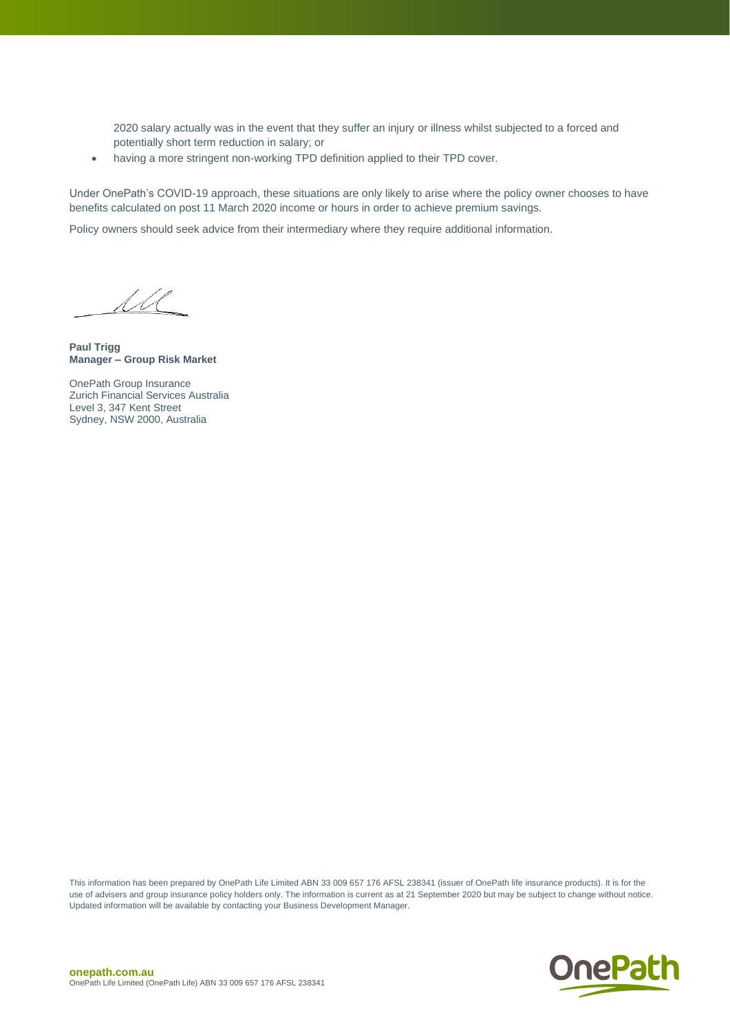2020 salary actually was in the event that they suffer an injury or illness whilst subjected to a forced and potentially short term reduction in salary; or

- having a more stringent non-working TPD definition applied to their TPD cover.

Under OnePath's COVID-19 approach, these situations are only likely to arise where the policy owner chooses to have benefits calculated on post 11 March 2020 income or hours in order to achieve premium savings.

Policy owners should seek advice from their intermediary where they require additional information.

**Paul Trigg**
**Manager – Group Risk Market**

OnePath Group Insurance
Zurich Financial Services Australia
Level 3, 347 Kent Street
Sydney, NSW 2000, Australia

This information has been prepared by OnePath Life Limited ABN 33 009 657 176 AFSL 238341 (issuer of OnePath life insurance products). It is for the use of advisers and group insurance policy holders only. The information is current as at 21 September 2020 but may be subject to change without notice. Updated information will be available by contacting your Business Development Manager.

**onepath.com.au**
OnePath Life Limited (OnePath Life) ABN 33 009 657 176 AFSL 238341